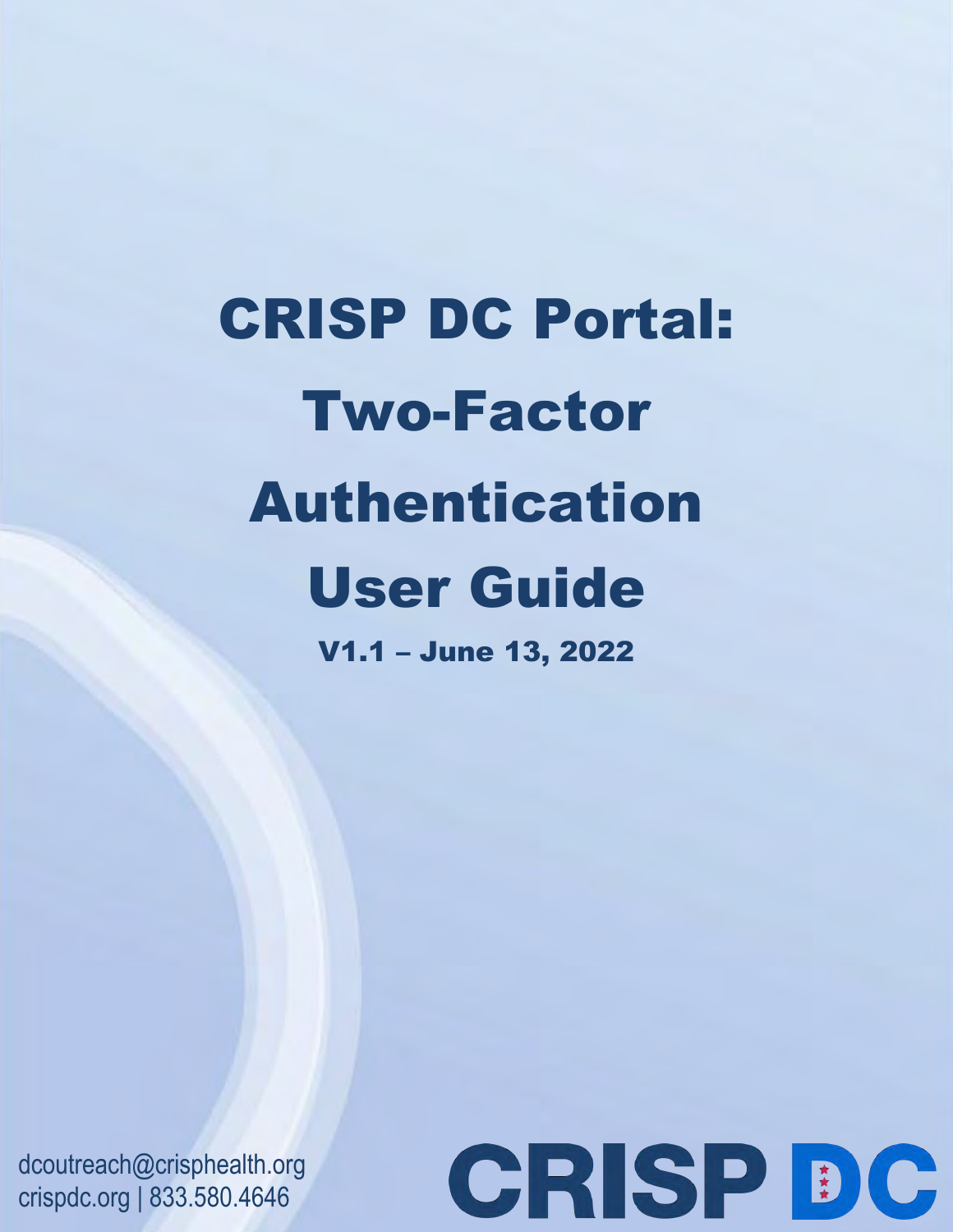# CRISP DC Portal: Two-Factor Authentication User Guide

**V1.1 – June 13, 2022**

dcoutreach@crisphealth.org
crispdc.org | 833.580.4646

CRISP DC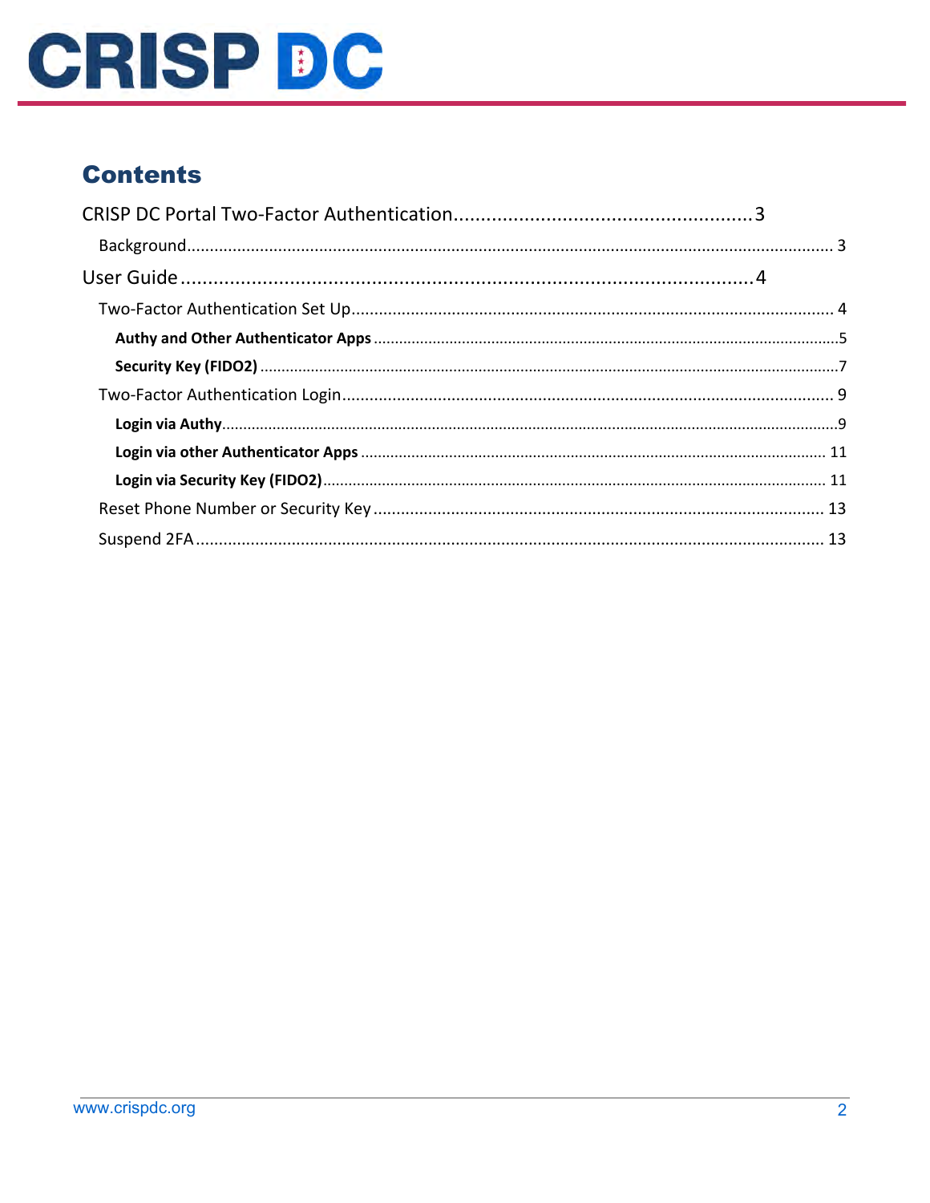# Contents

CRISP DC Portal Two-Factor Authentication ........ 3

- Background ........ 3

User Guide ........ 4

- Two-Factor Authentication Set Up ........ 4
  - **Authy and Other Authenticator Apps** ........ 5
  - **Security Key (FIDO2)** ........ 7
- Two-Factor Authentication Login ........ 9
  - **Login via Authy** ........ 9
  - **Login via other Authenticator Apps** ........ 11
  - **Login via Security Key (FIDO2)** ........ 11
- Reset Phone Number or Security Key ........ 13
- Suspend 2FA ........ 13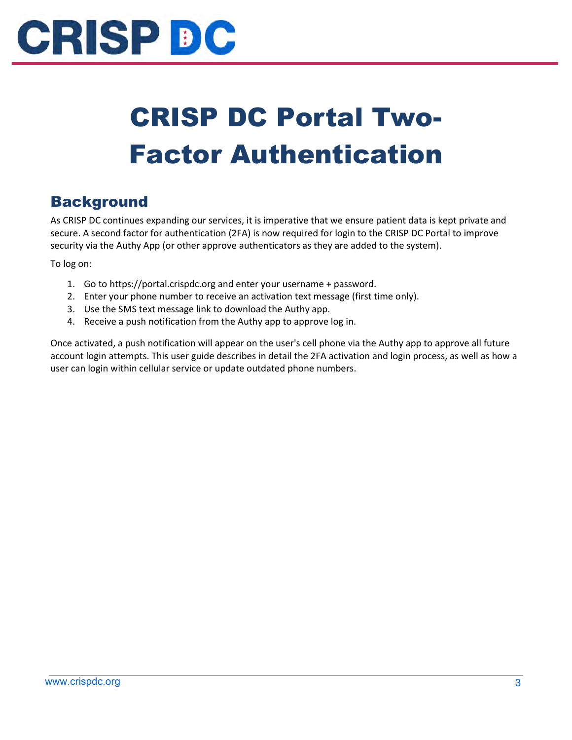# CRISP DC Portal Two-Factor Authentication

## Background

As CRISP DC continues expanding our services, it is imperative that we ensure patient data is kept private and secure. A second factor for authentication (2FA) is now required for login to the CRISP DC Portal to improve security via the Authy App (or other approve authenticators as they are added to the system).

To log on:

1. Go to https://portal.crispdc.org and enter your username + password.
2. Enter your phone number to receive an activation text message (first time only).
3. Use the SMS text message link to download the Authy app.
4. Receive a push notification from the Authy app to approve log in.

Once activated, a push notification will appear on the user's cell phone via the Authy app to approve all future account login attempts. This user guide describes in detail the 2FA activation and login process, as well as how a user can login within cellular service or update outdated phone numbers.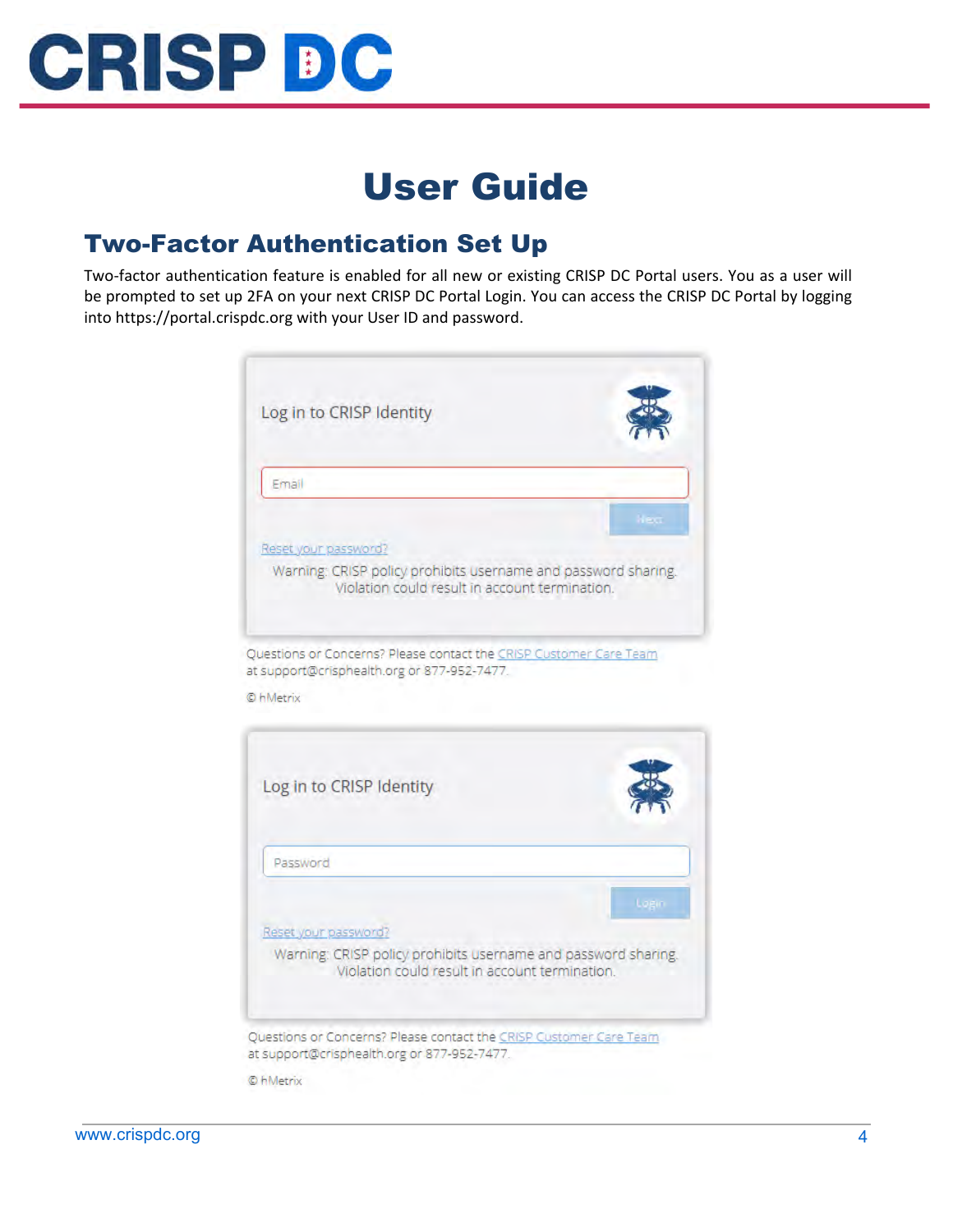## Two-Factor Authentication Set Up

Two-factor authentication feature is enabled for all new or existing CRISP DC Portal users. You as a user will be prompted to set up 2FA on your next CRISP DC Portal Login. You can access the CRISP DC Portal by logging into https://portal.crispdc.org with your User ID and password.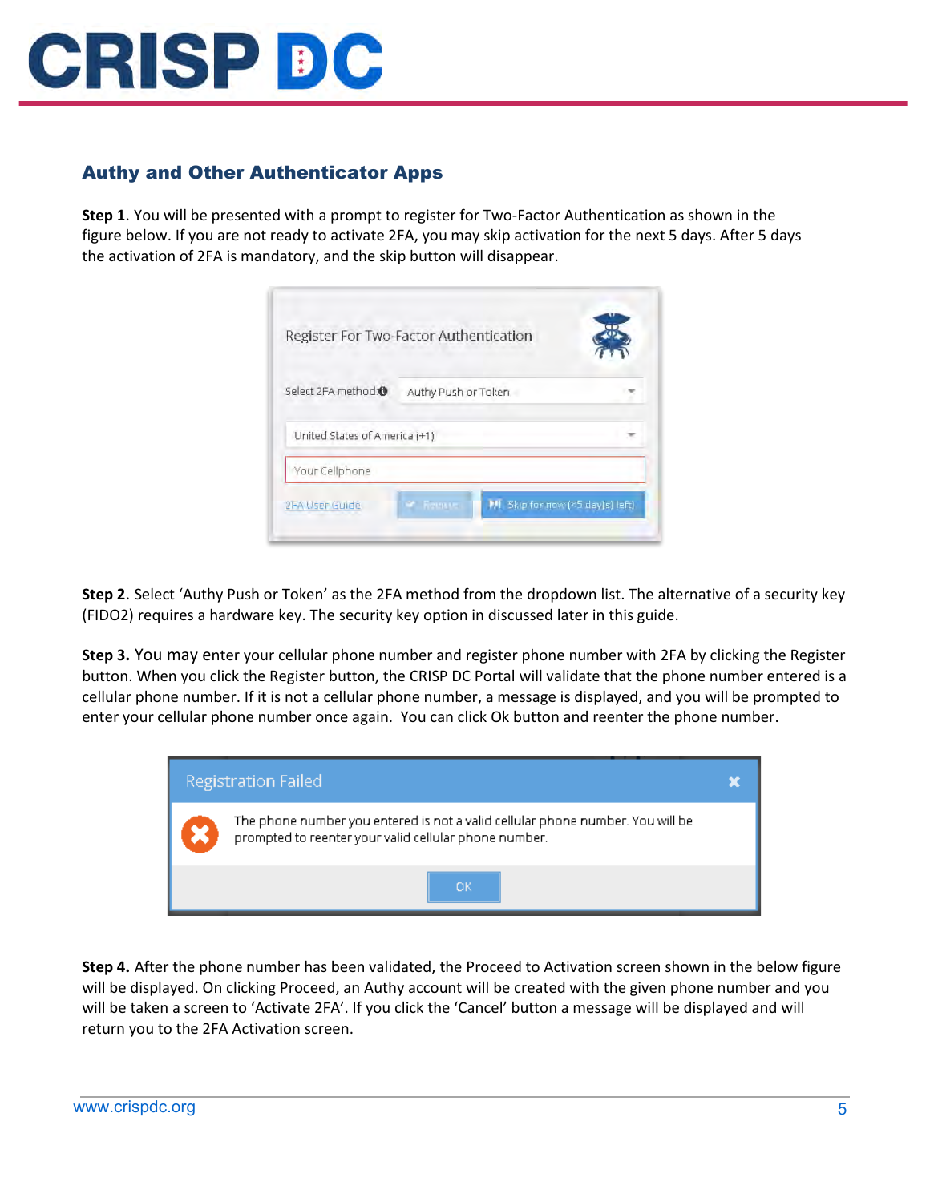## Authy and Other Authenticator Apps

**Step 1**. You will be presented with a prompt to register for Two-Factor Authentication as shown in the figure below. If you are not ready to activate 2FA, you may skip activation for the next 5 days. After 5 days the activation of 2FA is mandatory, and the skip button will disappear.

**Step 2**. Select 'Authy Push or Token' as the 2FA method from the dropdown list. The alternative of a security key (FIDO2) requires a hardware key. The security key option in discussed later in this guide.

**Step 3.** You may enter your cellular phone number and register phone number with 2FA by clicking the Register button. When you click the Register button, the CRISP DC Portal will validate that the phone number entered is a cellular phone number. If it is not a cellular phone number, a message is displayed, and you will be prompted to enter your cellular phone number once again. You can click Ok button and reenter the phone number.

**Step 4.** After the phone number has been validated, the Proceed to Activation screen shown in the below figure will be displayed. On clicking Proceed, an Authy account will be created with the given phone number and you will be taken a screen to 'Activate 2FA'. If you click the 'Cancel' button a message will be displayed and will return you to the 2FA Activation screen.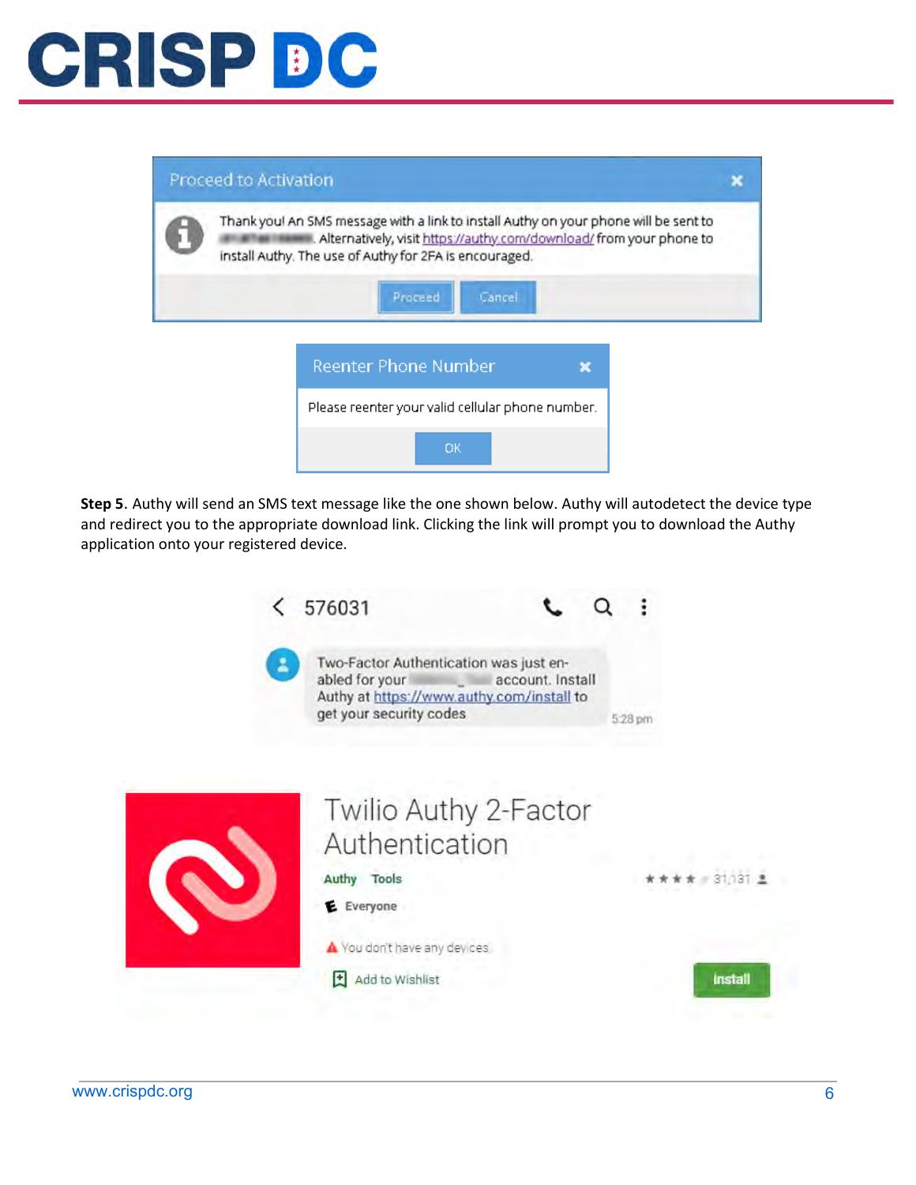Proceed to Activation

Thank you! An SMS message with a link to install Authy on your phone will be sent to ████████. Alternatively, visit https://authy.com/download/ from your phone to install Authy. The use of Authy for 2FA is encouraged.

Proceed Cancel

Reenter Phone Number

Please reenter your valid cellular phone number.

OK

**Step 5**. Authy will send an SMS text message like the one shown below. Authy will autodetect the device type and redirect you to the appropriate download link. Clicking the link will prompt you to download the Authy application onto your registered device.

576031

Two-Factor Authentication was just enabled for your ████ account. Install Authy at https://www.authy.com/install to get your security codes

5:28 pm

Twilio Authy 2-Factor Authentication

Authy Tools

Everyone

You don't have any devices

Add to Wishlist

31,131

Install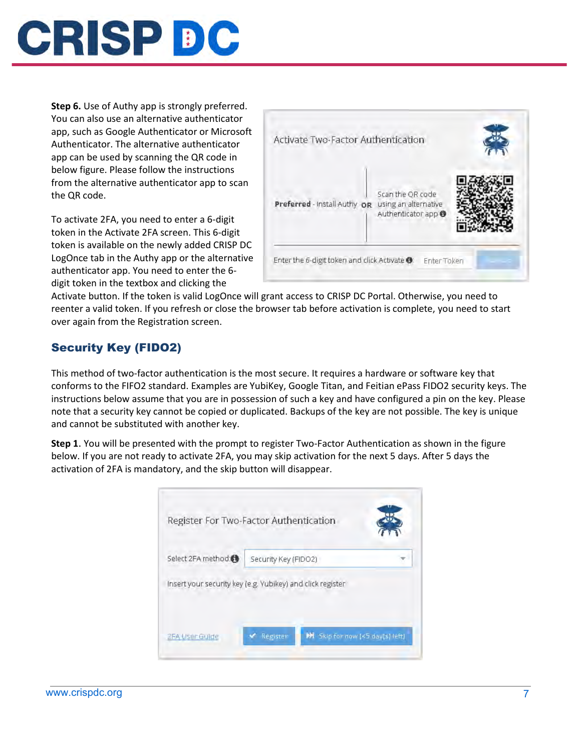**Step 6.** Use of Authy app is strongly preferred. You can also use an alternative authenticator app, such as Google Authenticator or Microsoft Authenticator. The alternative authenticator app can be used by scanning the QR code in below figure. Please follow the instructions from the alternative authenticator app to scan the QR code.

To activate 2FA, you need to enter a 6-digit token in the Activate 2FA screen. This 6-digit token is available on the newly added CRISP DC LogOnce tab in the Authy app or the alternative authenticator app. You need to enter the 6-digit token in the textbox and clicking the Activate button. If the token is valid LogOnce will grant access to CRISP DC Portal. Otherwise, you need to reenter a valid token. If you refresh or close the browser tab before activation is complete, you need to start over again from the Registration screen.

## Security Key (FIDO2)

This method of two-factor authentication is the most secure. It requires a hardware or software key that conforms to the FIFO2 standard. Examples are YubiKey, Google Titan, and Feitian ePass FIDO2 security keys. The instructions below assume that you are in possession of such a key and have configured a pin on the key. Please note that a security key cannot be copied or duplicated. Backups of the key are not possible. The key is unique and cannot be substituted with another key.

**Step 1.** You will be presented with the prompt to register Two-Factor Authentication as shown in the figure below. If you are not ready to activate 2FA, you may skip activation for the next 5 days. After 5 days the activation of 2FA is mandatory, and the skip button will disappear.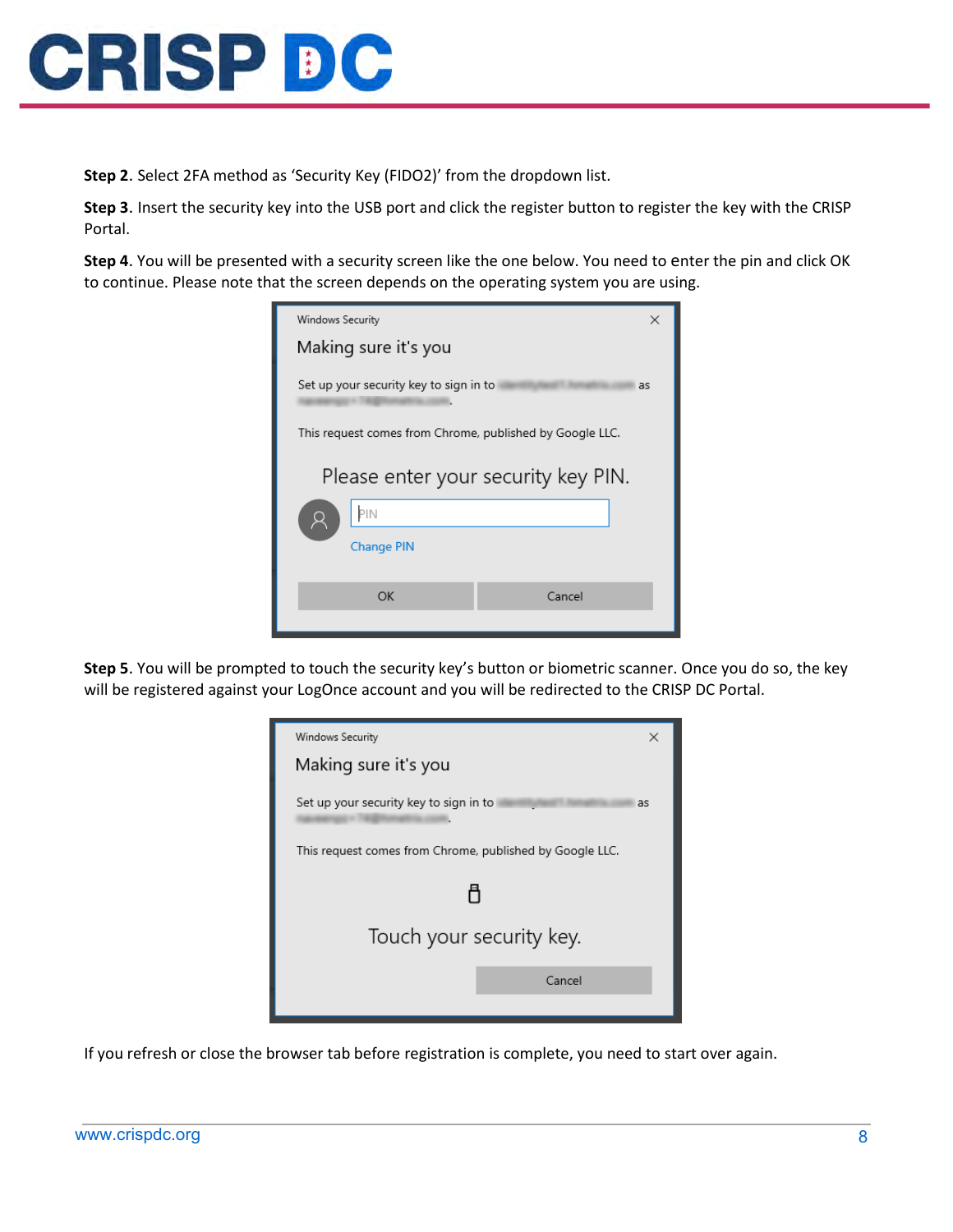**Step 2**. Select 2FA method as 'Security Key (FIDO2)' from the dropdown list.

**Step 3**. Insert the security key into the USB port and click the register button to register the key with the CRISP Portal.

**Step 4**. You will be presented with a security screen like the one below. You need to enter the pin and click OK to continue. Please note that the screen depends on the operating system you are using.

**Step 5**. You will be prompted to touch the security key's button or biometric scanner. Once you do so, the key will be registered against your LogOnce account and you will be redirected to the CRISP DC Portal.

If you refresh or close the browser tab before registration is complete, you need to start over again.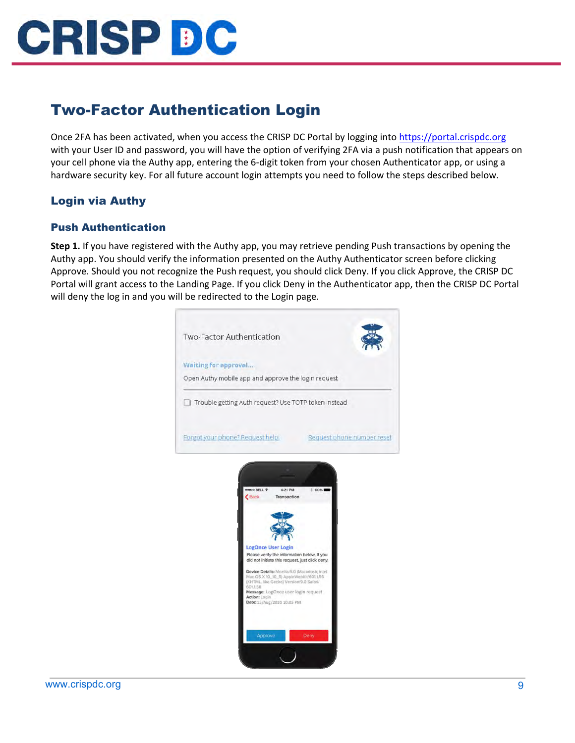# Two-Factor Authentication Login

Once 2FA has been activated, when you access the CRISP DC Portal by logging into https://portal.crispdc.org with your User ID and password, you will have the option of verifying 2FA via a push notification that appears on your cell phone via the Authy app, entering the 6-digit token from your chosen Authenticator app, or using a hardware security key. For all future account login attempts you need to follow the steps described below.

## Login via Authy

### Push Authentication

**Step 1.** If you have registered with the Authy app, you may retrieve pending Push transactions by opening the Authy app. You should verify the information presented on the Authy Authenticator screen before clicking Approve. Should you not recognize the Push request, you should click Deny. If you click Approve, the CRISP DC Portal will grant access to the Landing Page. If you click Deny in the Authenticator app, then the CRISP DC Portal will deny the log in and you will be redirected to the Login page.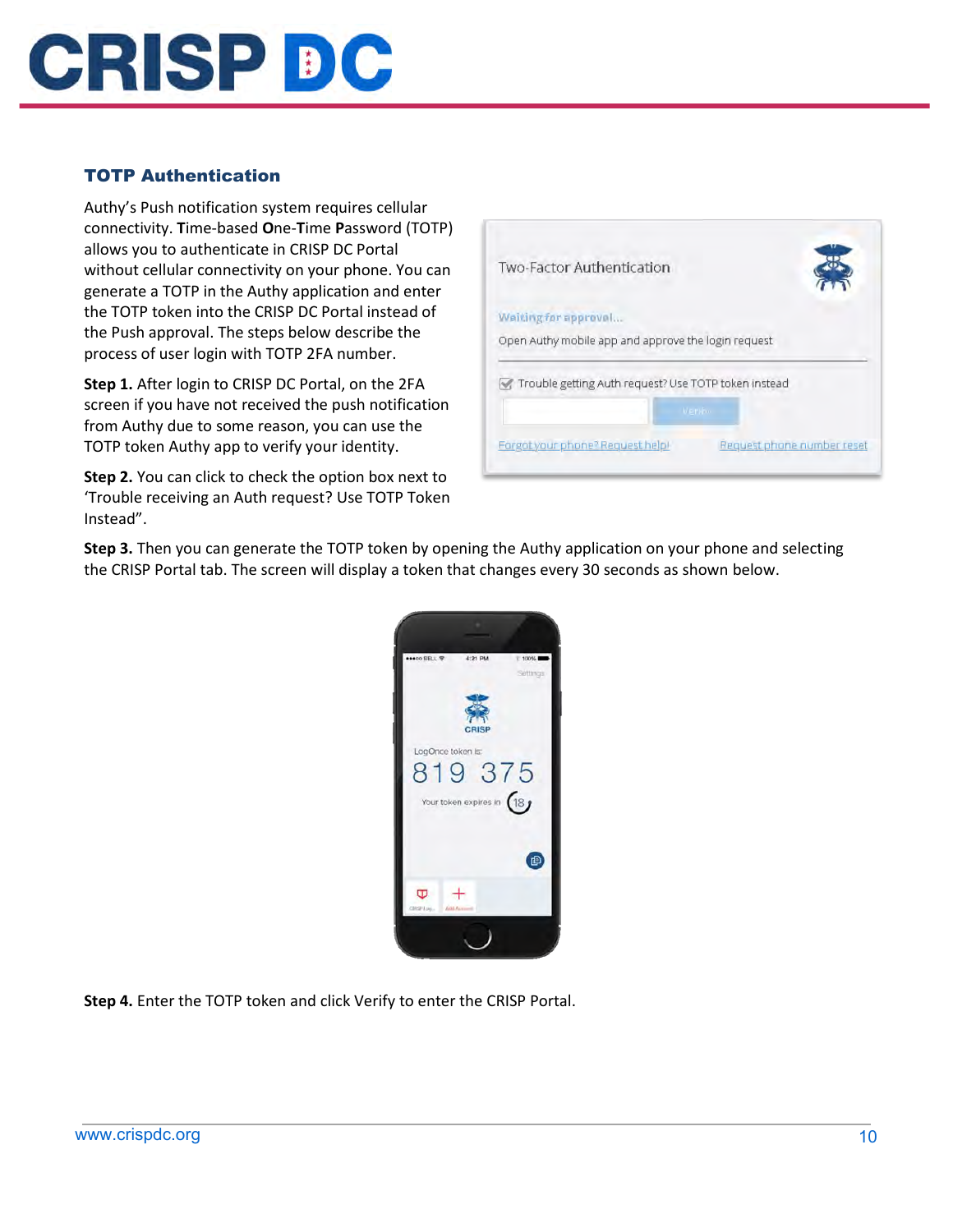### TOTP Authentication

Authy's Push notification system requires cellular connectivity. **T**ime-based **O**ne-**T**ime **P**assword (TOTP) allows you to authenticate in CRISP DC Portal without cellular connectivity on your phone. You can generate a TOTP in the Authy application and enter the TOTP token into the CRISP DC Portal instead of the Push approval. The steps below describe the process of user login with TOTP 2FA number.

**Step 1.** After login to CRISP DC Portal, on the 2FA screen if you have not received the push notification from Authy due to some reason, you can use the TOTP token Authy app to verify your identity.

**Step 2.** You can click to check the option box next to 'Trouble receiving an Auth request? Use TOTP Token Instead".

**Step 3.** Then you can generate the TOTP token by opening the Authy application on your phone and selecting the CRISP Portal tab. The screen will display a token that changes every 30 seconds as shown below.

**Step 4.** Enter the TOTP token and click Verify to enter the CRISP Portal.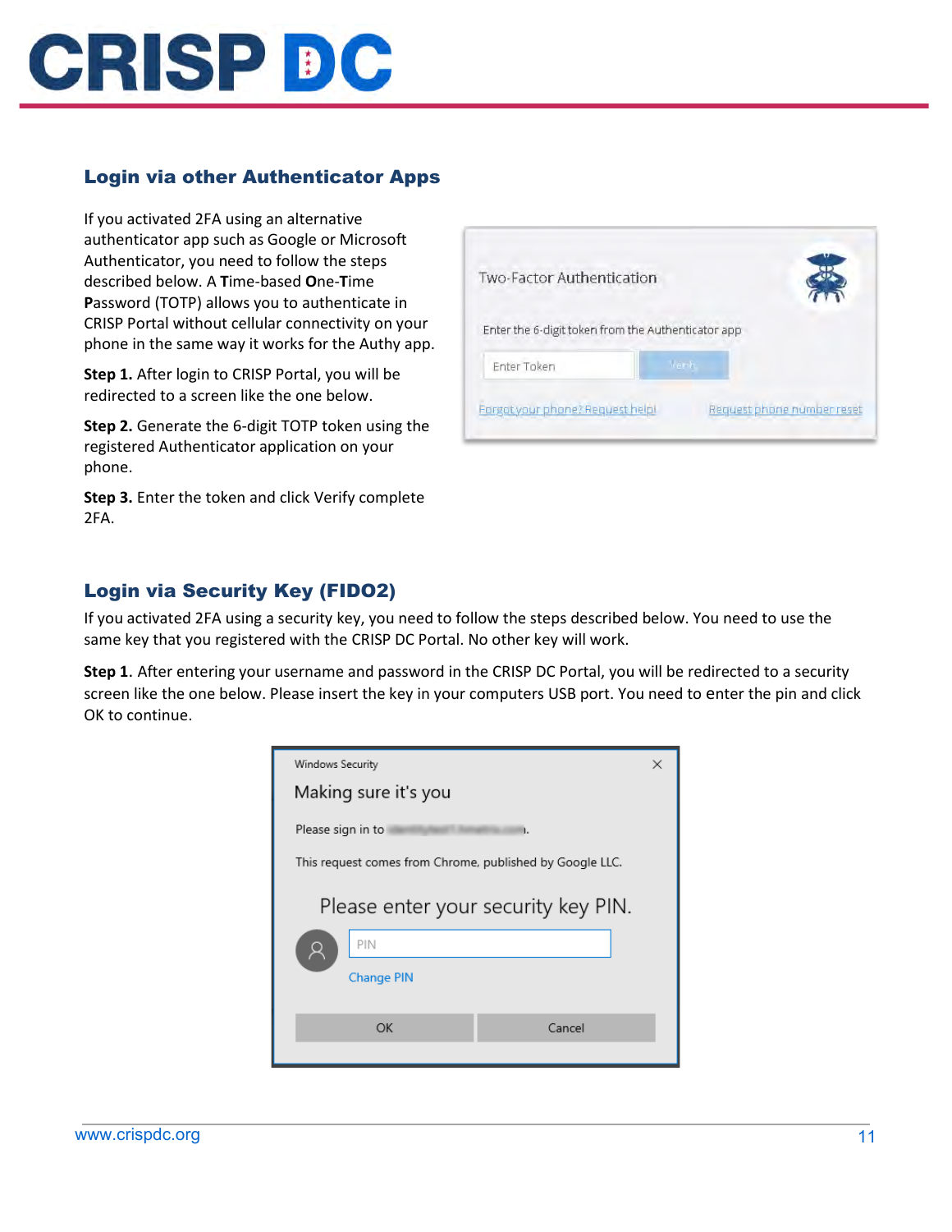## Login via other Authenticator Apps

If you activated 2FA using an alternative authenticator app such as Google or Microsoft Authenticator, you need to follow the steps described below. A **T**ime-based **O**ne-**T**ime **P**assword (TOTP) allows you to authenticate in CRISP Portal without cellular connectivity on your phone in the same way it works for the Authy app.

**Step 1.** After login to CRISP Portal, you will be redirected to a screen like the one below.

**Step 2.** Generate the 6-digit TOTP token using the registered Authenticator application on your phone.

**Step 3.** Enter the token and click Verify complete 2FA.

## Login via Security Key (FIDO2)

If you activated 2FA using a security key, you need to follow the steps described below. You need to use the same key that you registered with the CRISP DC Portal. No other key will work.

**Step 1**. After entering your username and password in the CRISP DC Portal, you will be redirected to a security screen like the one below. Please insert the key in your computers USB port. You need to enter the pin and click OK to continue.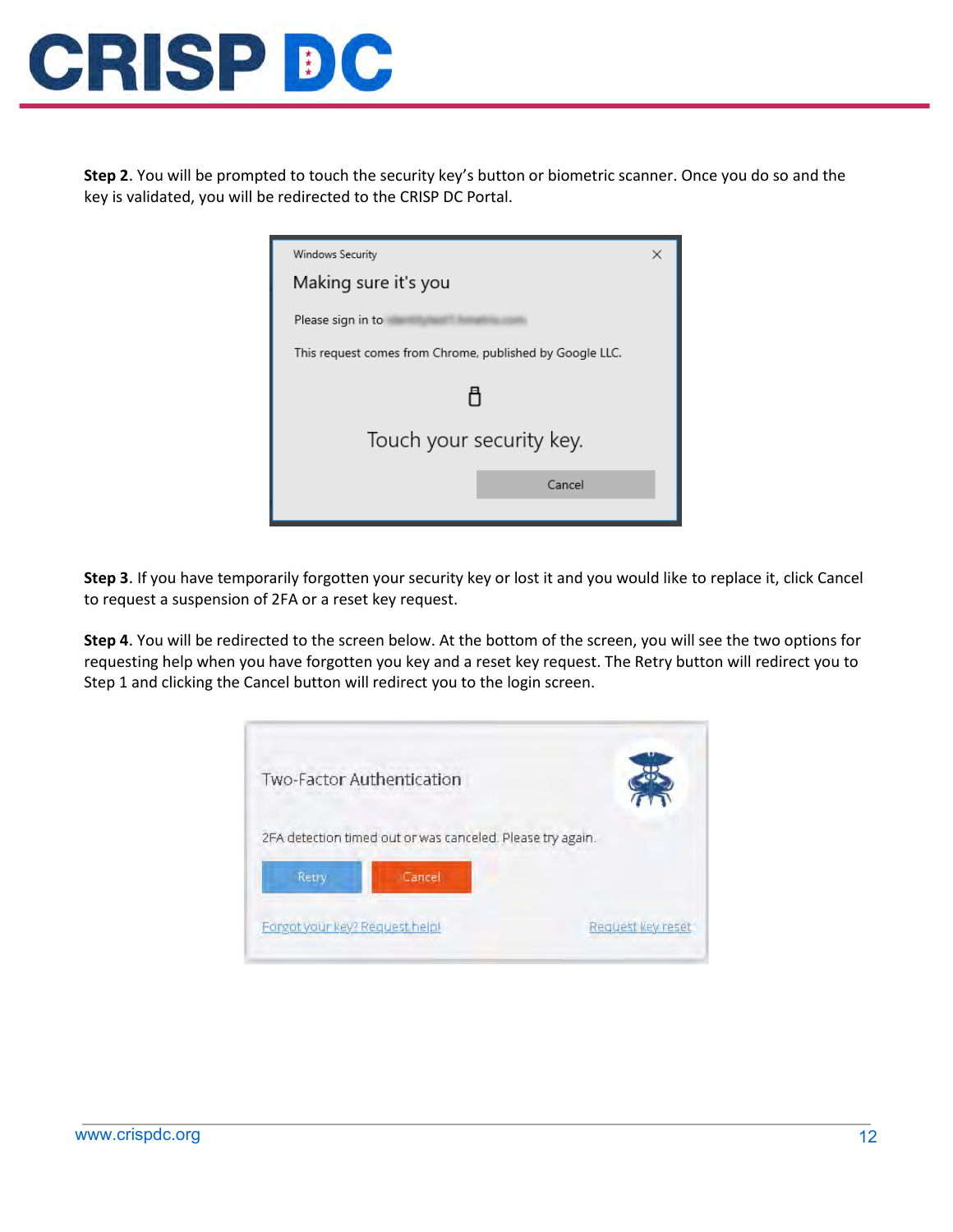**Step 2**. You will be prompted to touch the security key's button or biometric scanner. Once you do so and the key is validated, you will be redirected to the CRISP DC Portal.

**Step 3**. If you have temporarily forgotten your security key or lost it and you would like to replace it, click Cancel to request a suspension of 2FA or a reset key request.

**Step 4**. You will be redirected to the screen below. At the bottom of the screen, you will see the two options for requesting help when you have forgotten you key and a reset key request. The Retry button will redirect you to Step 1 and clicking the Cancel button will redirect you to the login screen.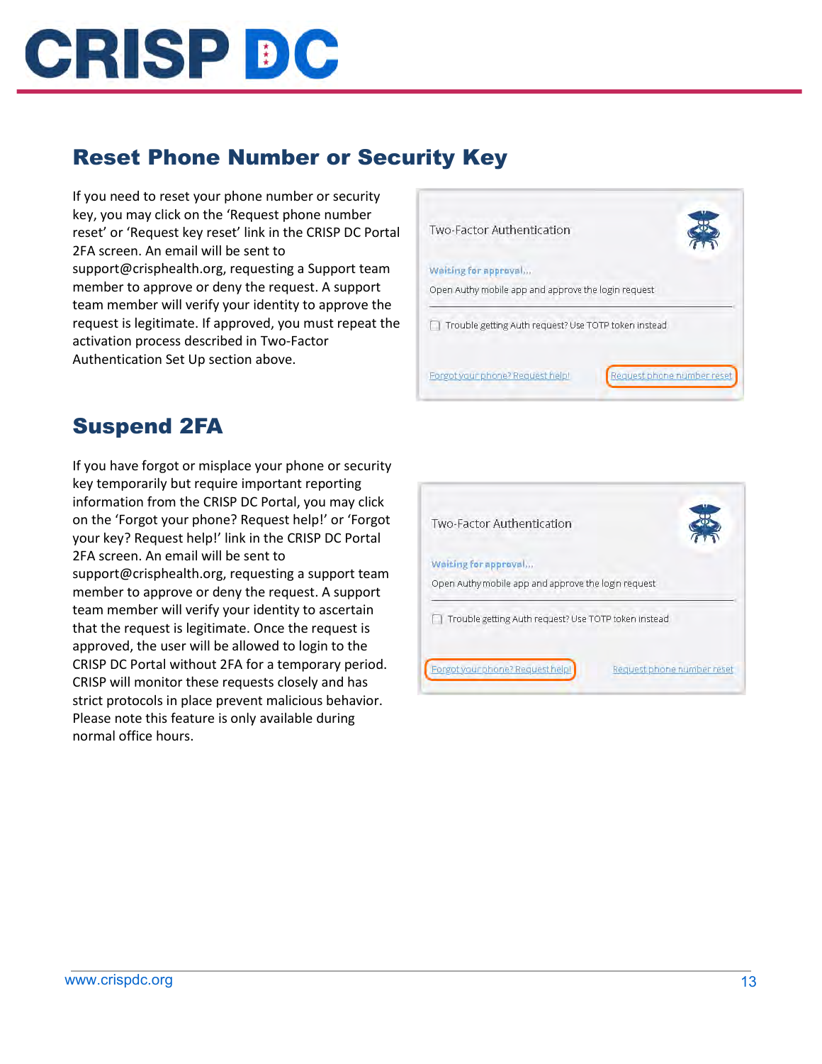## Reset Phone Number or Security Key

If you need to reset your phone number or security key, you may click on the 'Request phone number reset' or 'Request key reset' link in the CRISP DC Portal 2FA screen. An email will be sent to support@crisphealth.org, requesting a Support team member to approve or deny the request. A support team member will verify your identity to approve the request is legitimate. If approved, you must repeat the activation process described in Two-Factor Authentication Set Up section above.

## Suspend 2FA

If you have forgot or misplace your phone or security key temporarily but require important reporting information from the CRISP DC Portal, you may click on the 'Forgot your phone? Request help!' or 'Forgot your key? Request help!' link in the CRISP DC Portal 2FA screen. An email will be sent to support@crisphealth.org, requesting a support team member to approve or deny the request. A support team member will verify your identity to ascertain that the request is legitimate. Once the request is approved, the user will be allowed to login to the CRISP DC Portal without 2FA for a temporary period. CRISP will monitor these requests closely and has strict protocols in place prevent malicious behavior. Please note this feature is only available during normal office hours.